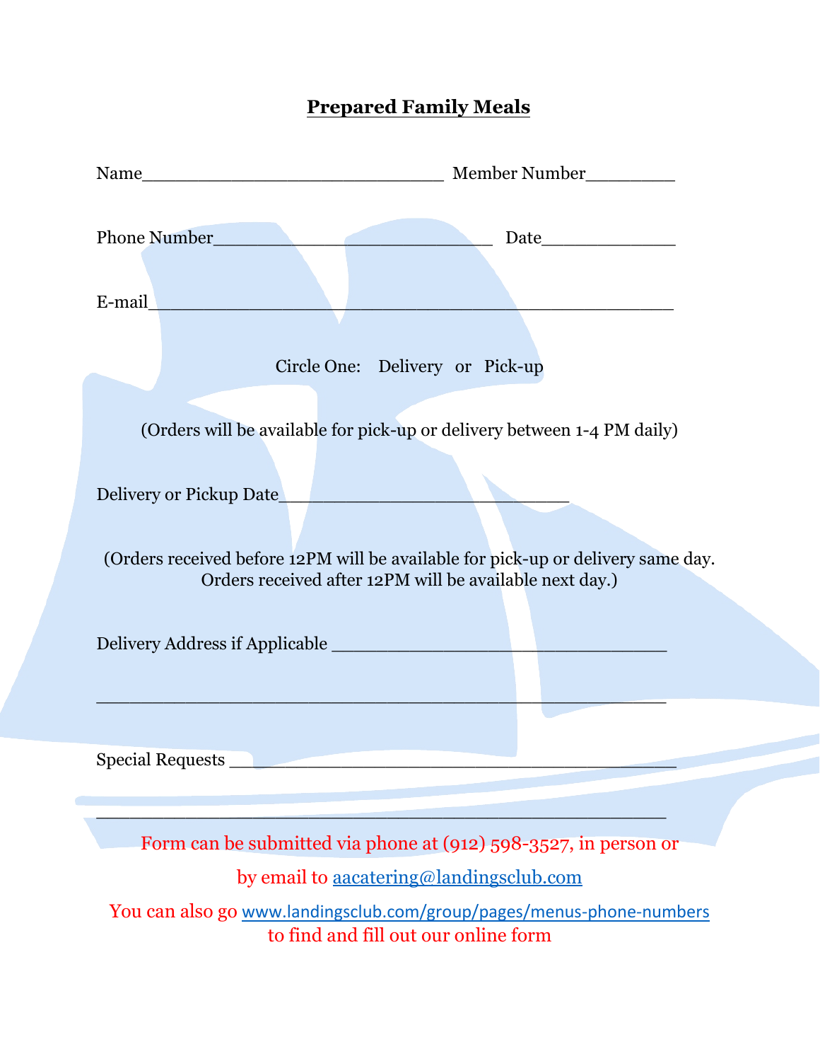# **Prepared Family Meals**

Name______________________________ Member Number_________

Phone Number____________________________ Date_____________

E-mail_____________________________________________________

Circle One: Delivery or Pick-up

(Orders will be available for pick-up or delivery between 1-4 PM daily)

Delivery or Pickup Date_____________________________

(Orders received before 12PM will be available for pick-up or delivery same day.
Orders received after 12PM will be available next day.)

Delivery Address if Applicable __________________________________

__________________________________________________________

Special Requests ____________________________________________

__________________________________________________________

Form can be submitted via phone at (912) 598-3527, in person or

by email to [aacatering@landingsclub.com](mailto:aacatering@landingsclub.com)

You can also go [www.landingsclub.com/group/pages/menus-phone-numbers](http://www.landingsclub.com/group/pages/menus-phone-numbers)
to find and fill out our online form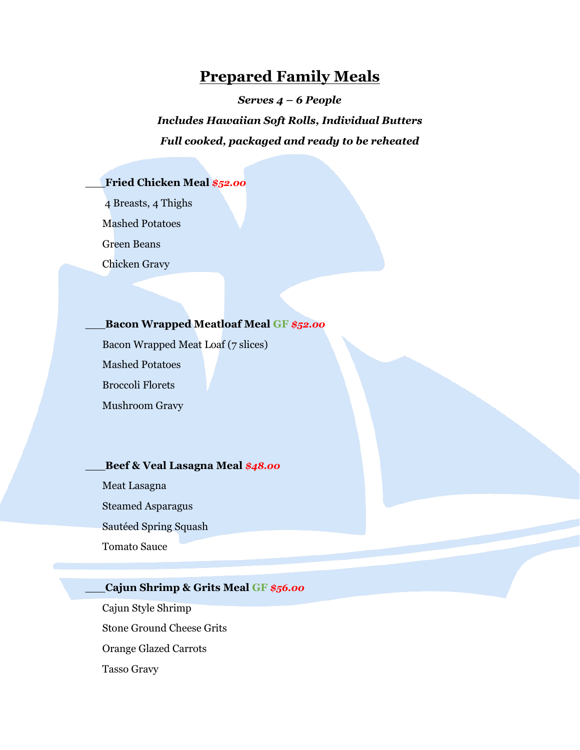# Prepared Family Meals

***Serves 4 – 6 People***

***Includes Hawaiian Soft Rolls, Individual Butters***

***Full cooked, packaged and ready to be reheated***

___**Fried Chicken Meal** ***$52.00***

4 Breasts, 4 Thighs

Mashed Potatoes

Green Beans

Chicken Gravy

___**Bacon Wrapped Meatloaf Meal GF** ***$52.00***

Bacon Wrapped Meat Loaf (7 slices)

Mashed Potatoes

Broccoli Florets

Mushroom Gravy

___**Beef & Veal Lasagna Meal** ***$48.00***

Meat Lasagna

Steamed Asparagus

Sautéed Spring Squash

Tomato Sauce

___**Cajun Shrimp & Grits Meal GF** ***$56.00***

Cajun Style Shrimp

Stone Ground Cheese Grits

Orange Glazed Carrots

Tasso Gravy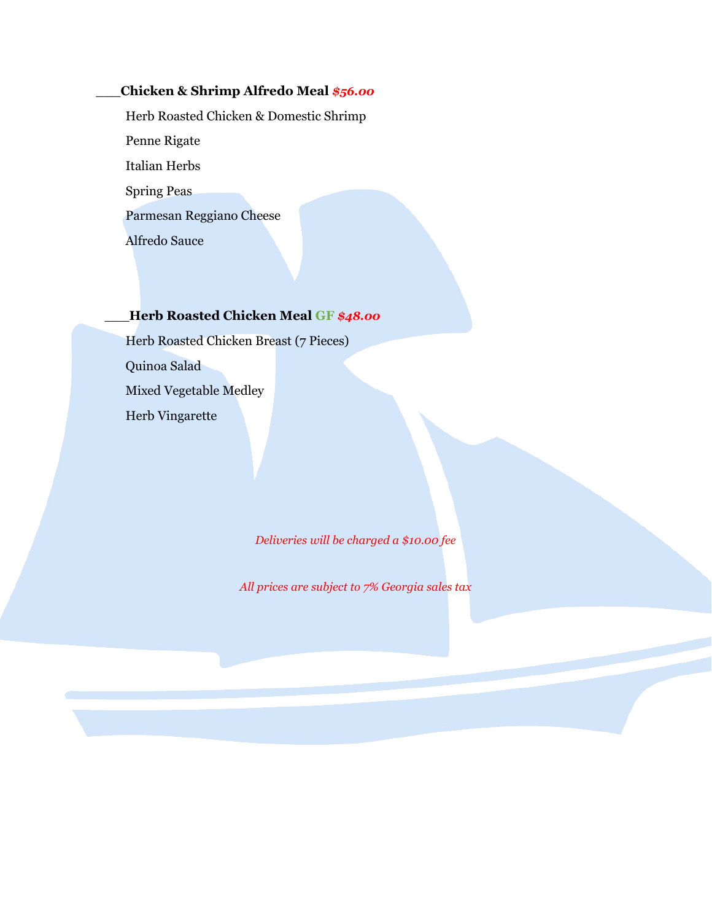___**Chicken & Shrimp Alfredo Meal** ***$56.00***

Herb Roasted Chicken & Domestic Shrimp

Penne Rigate

Italian Herbs

Spring Peas

Parmesan Reggiano Cheese

Alfredo Sauce

___**Herb Roasted Chicken Meal** **GF** ***$48.00***

Herb Roasted Chicken Breast (7 Pieces)

Quinoa Salad

Mixed Vegetable Medley

Herb Vingarette

*Deliveries will be charged a $10.00 fee*

*All prices are subject to 7% Georgia sales tax*